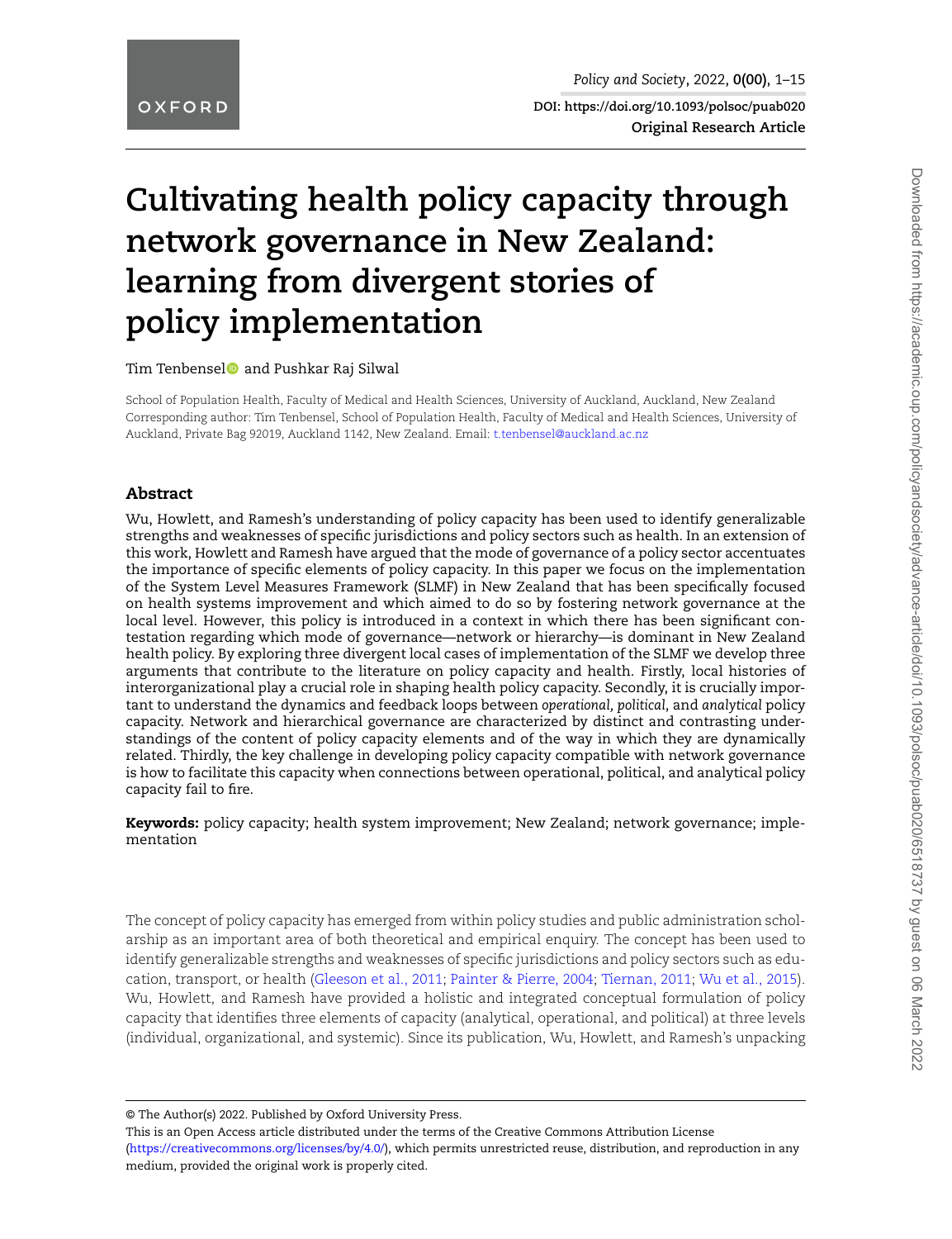# Cultivating health policy capacity through network governance in New Zealand: learning from divergent stories of policy implementation

Tim Tenbensel and Pushkar Raj Silwal

School of Population Health, Faculty of Medical and Health Sciences, University of Auckland, Auckland, New Zealand
Corresponding author: Tim Tenbensel, School of Population Health, Faculty of Medical and Health Sciences, University of Auckland, Private Bag 92019, Auckland 1142, New Zealand. Email: t.tenbensel@auckland.ac.nz

## Abstract

Wu, Howlett, and Ramesh's understanding of policy capacity has been used to identify generalizable strengths and weaknesses of specific jurisdictions and policy sectors such as health. In an extension of this work, Howlett and Ramesh have argued that the mode of governance of a policy sector accentuates the importance of specific elements of policy capacity. In this paper we focus on the implementation of the System Level Measures Framework (SLMF) in New Zealand that has been specifically focused on health systems improvement and which aimed to do so by fostering network governance at the local level. However, this policy is introduced in a context in which there has been significant contestation regarding which mode of governance—network or hierarchy—is dominant in New Zealand health policy. By exploring three divergent local cases of implementation of the SLMF we develop three arguments that contribute to the literature on policy capacity and health. Firstly, local histories of interorganizational play a crucial role in shaping health policy capacity. Secondly, it is crucially important to understand the dynamics and feedback loops between *operational*, *political*, and *analytical* policy capacity. Network and hierarchical governance are characterized by distinct and contrasting understandings of the content of policy capacity elements and of the way in which they are dynamically related. Thirdly, the key challenge in developing policy capacity compatible with network governance is how to facilitate this capacity when connections between operational, political, and analytical policy capacity fail to fire.

**Keywords:** policy capacity; health system improvement; New Zealand; network governance; implementation

The concept of policy capacity has emerged from within policy studies and public administration scholarship as an important area of both theoretical and empirical enquiry. The concept has been used to identify generalizable strengths and weaknesses of specific jurisdictions and policy sectors such as education, transport, or health (Gleeson et al., 2011; Painter & Pierre, 2004; Tiernan, 2011; Wu et al., 2015). Wu, Howlett, and Ramesh have provided a holistic and integrated conceptual formulation of policy capacity that identifies three elements of capacity (analytical, operational, and political) at three levels (individual, organizational, and systemic). Since its publication, Wu, Howlett, and Ramesh's unpacking

© The Author(s) 2022. Published by Oxford University Press.
This is an Open Access article distributed under the terms of the Creative Commons Attribution License (https://creativecommons.org/licenses/by/4.0/), which permits unrestricted reuse, distribution, and reproduction in any medium, provided the original work is properly cited.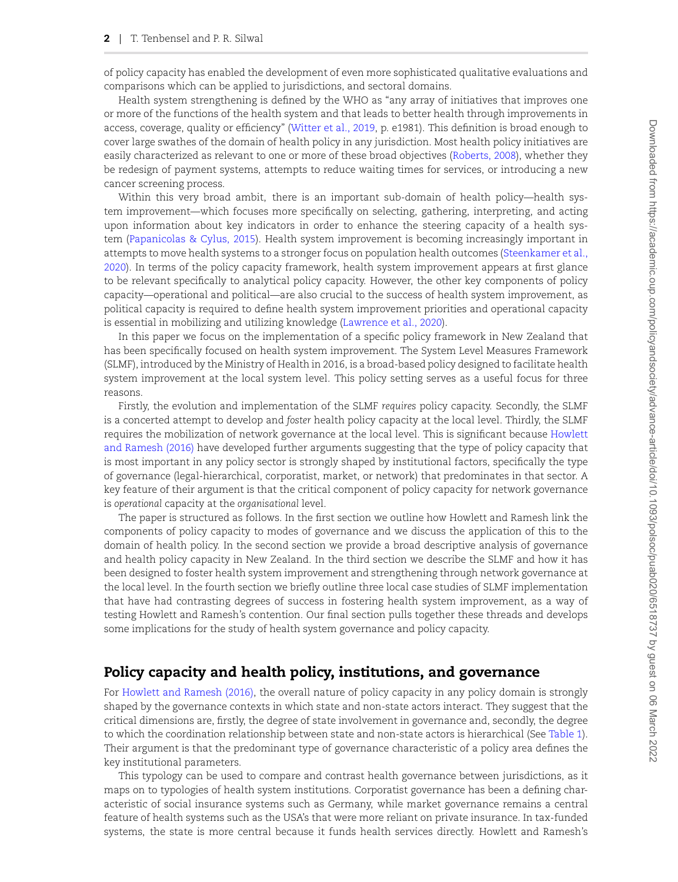of policy capacity has enabled the development of even more sophisticated qualitative evaluations and comparisons which can be applied to jurisdictions, and sectoral domains.

Health system strengthening is defined by the WHO as "any array of initiatives that improves one or more of the functions of the health system and that leads to better health through improvements in access, coverage, quality or efficiency" (Witter et al., 2019, p. e1981). This definition is broad enough to cover large swathes of the domain of health policy in any jurisdiction. Most health policy initiatives are easily characterized as relevant to one or more of these broad objectives (Roberts, 2008), whether they be redesign of payment systems, attempts to reduce waiting times for services, or introducing a new cancer screening process.

Within this very broad ambit, there is an important sub-domain of health policy—health system improvement—which focuses more specifically on selecting, gathering, interpreting, and acting upon information about key indicators in order to enhance the steering capacity of a health system (Papanicolas & Cylus, 2015). Health system improvement is becoming increasingly important in attempts to move health systems to a stronger focus on population health outcomes (Steenkamer et al., 2020). In terms of the policy capacity framework, health system improvement appears at first glance to be relevant specifically to analytical policy capacity. However, the other key components of policy capacity—operational and political—are also crucial to the success of health system improvement, as political capacity is required to define health system improvement priorities and operational capacity is essential in mobilizing and utilizing knowledge (Lawrence et al., 2020).

In this paper we focus on the implementation of a specific policy framework in New Zealand that has been specifically focused on health system improvement. The System Level Measures Framework (SLMF), introduced by the Ministry of Health in 2016, is a broad-based policy designed to facilitate health system improvement at the local system level. This policy setting serves as a useful focus for three reasons.

Firstly, the evolution and implementation of the SLMF *requires* policy capacity. Secondly, the SLMF is a concerted attempt to develop and *foster* health policy capacity at the local level. Thirdly, the SLMF requires the mobilization of network governance at the local level. This is significant because Howlett and Ramesh (2016) have developed further arguments suggesting that the type of policy capacity that is most important in any policy sector is strongly shaped by institutional factors, specifically the type of governance (legal-hierarchical, corporatist, market, or network) that predominates in that sector. A key feature of their argument is that the critical component of policy capacity for network governance is *operational* capacity at the *organisational* level.

The paper is structured as follows. In the first section we outline how Howlett and Ramesh link the components of policy capacity to modes of governance and we discuss the application of this to the domain of health policy. In the second section we provide a broad descriptive analysis of governance and health policy capacity in New Zealand. In the third section we describe the SLMF and how it has been designed to foster health system improvement and strengthening through network governance at the local level. In the fourth section we briefly outline three local case studies of SLMF implementation that have had contrasting degrees of success in fostering health system improvement, as a way of testing Howlett and Ramesh's contention. Our final section pulls together these threads and develops some implications for the study of health system governance and policy capacity.

## Policy capacity and health policy, institutions, and governance

For Howlett and Ramesh (2016), the overall nature of policy capacity in any policy domain is strongly shaped by the governance contexts in which state and non-state actors interact. They suggest that the critical dimensions are, firstly, the degree of state involvement in governance and, secondly, the degree to which the coordination relationship between state and non-state actors is hierarchical (See Table 1). Their argument is that the predominant type of governance characteristic of a policy area defines the key institutional parameters.

This typology can be used to compare and contrast health governance between jurisdictions, as it maps on to typologies of health system institutions. Corporatist governance has been a defining characteristic of social insurance systems such as Germany, while market governance remains a central feature of health systems such as the USA's that were more reliant on private insurance. In tax-funded systems, the state is more central because it funds health services directly. Howlett and Ramesh's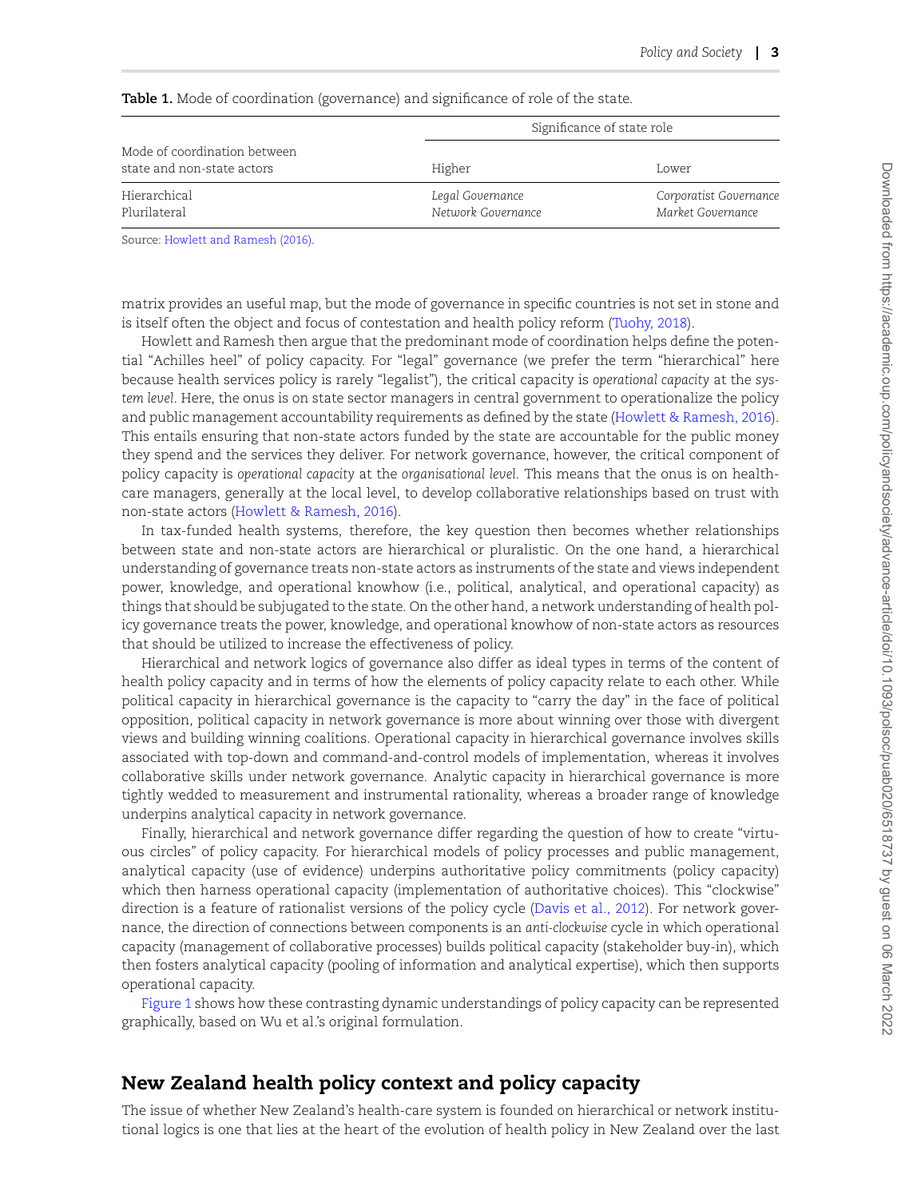**Table 1.** Mode of coordination (governance) and significance of role of the state.

| Mode of coordination between state and non-state actors | Significance of state role | |
|---|---|---|
| | Higher | Lower |
| Hierarchical | *Legal Governance* | *Corporatist Governance* |
| Plurilateral | *Network Governance* | *Market Governance* |

Source: Howlett and Ramesh (2016).

matrix provides an useful map, but the mode of governance in specific countries is not set in stone and is itself often the object and focus of contestation and health policy reform (Tuohy, 2018).

Howlett and Ramesh then argue that the predominant mode of coordination helps define the potential "Achilles heel" of policy capacity. For "legal" governance (we prefer the term "hierarchical" here because health services policy is rarely "legalist"), the critical capacity is *operational capacity* at the *system level*. Here, the onus is on state sector managers in central government to operationalize the policy and public management accountability requirements as defined by the state (Howlett & Ramesh, 2016). This entails ensuring that non-state actors funded by the state are accountable for the public money they spend and the services they deliver. For network governance, however, the critical component of policy capacity is *operational capacity* at the *organisational level*. This means that the onus is on health-care managers, generally at the local level, to develop collaborative relationships based on trust with non-state actors (Howlett & Ramesh, 2016).

In tax-funded health systems, therefore, the key question then becomes whether relationships between state and non-state actors are hierarchical or pluralistic. On the one hand, a hierarchical understanding of governance treats non-state actors as instruments of the state and views independent power, knowledge, and operational knowhow (i.e., political, analytical, and operational capacity) as things that should be subjugated to the state. On the other hand, a network understanding of health policy governance treats the power, knowledge, and operational knowhow of non-state actors as resources that should be utilized to increase the effectiveness of policy.

Hierarchical and network logics of governance also differ as ideal types in terms of the content of health policy capacity and in terms of how the elements of policy capacity relate to each other. While political capacity in hierarchical governance is the capacity to "carry the day" in the face of political opposition, political capacity in network governance is more about winning over those with divergent views and building winning coalitions. Operational capacity in hierarchical governance involves skills associated with top-down and command-and-control models of implementation, whereas it involves collaborative skills under network governance. Analytic capacity in hierarchical governance is more tightly wedded to measurement and instrumental rationality, whereas a broader range of knowledge underpins analytical capacity in network governance.

Finally, hierarchical and network governance differ regarding the question of how to create "virtuous circles" of policy capacity. For hierarchical models of policy processes and public management, analytical capacity (use of evidence) underpins authoritative policy commitments (policy capacity) which then harness operational capacity (implementation of authoritative choices). This "clockwise" direction is a feature of rationalist versions of the policy cycle (Davis et al., 2012). For network governance, the direction of connections between components is an *anti-clockwise* cycle in which operational capacity (management of collaborative processes) builds political capacity (stakeholder buy-in), which then fosters analytical capacity (pooling of information and analytical expertise), which then supports operational capacity.

Figure 1 shows how these contrasting dynamic understandings of policy capacity can be represented graphically, based on Wu et al.'s original formulation.

## New Zealand health policy context and policy capacity

The issue of whether New Zealand's health-care system is founded on hierarchical or network institutional logics is one that lies at the heart of the evolution of health policy in New Zealand over the last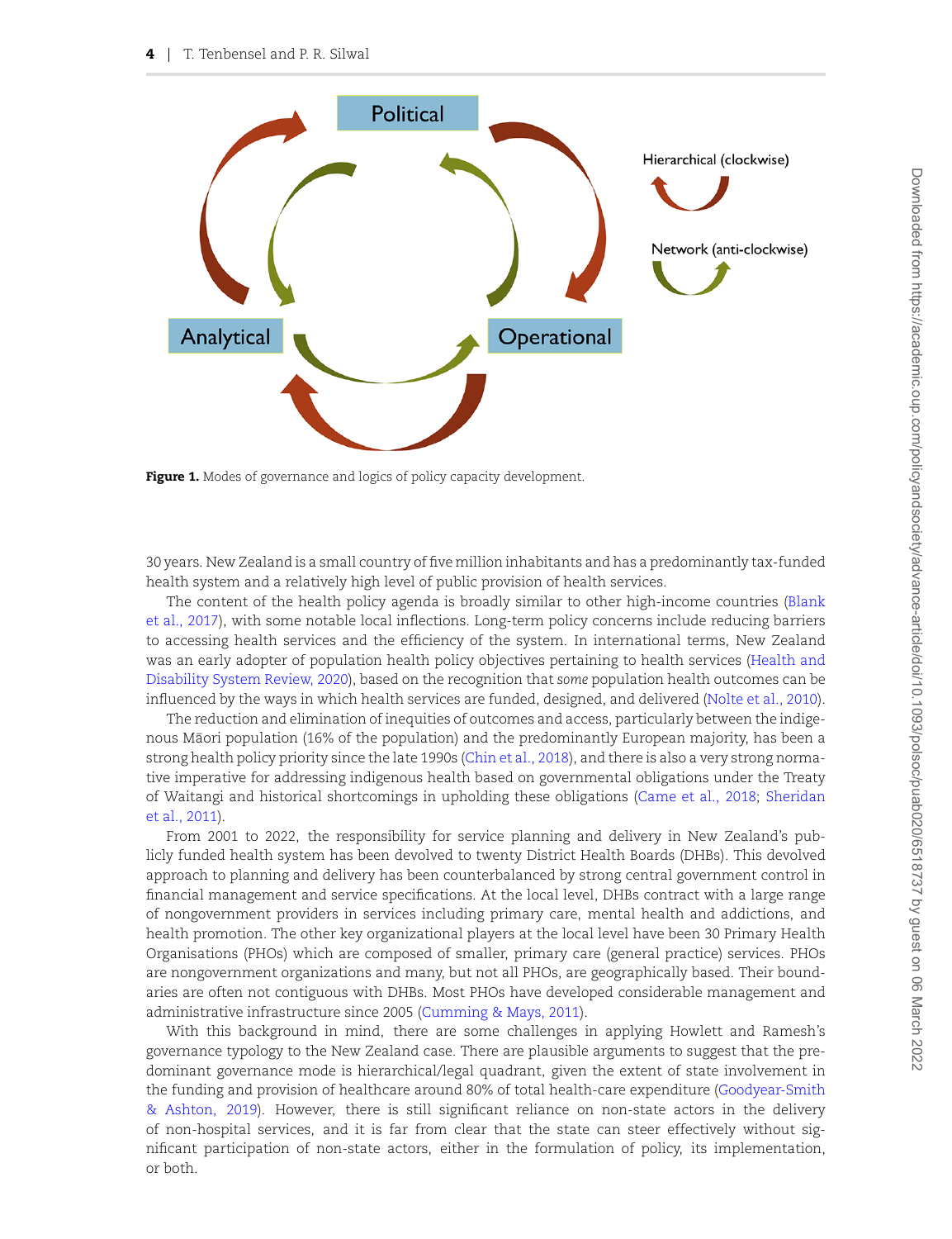**Figure 1.** Modes of governance and logics of policy capacity development.

30 years. New Zealand is a small country of five million inhabitants and has a predominantly tax-funded health system and a relatively high level of public provision of health services.

The content of the health policy agenda is broadly similar to other high-income countries (Blank et al., 2017), with some notable local inflections. Long-term policy concerns include reducing barriers to accessing health services and the efficiency of the system. In international terms, New Zealand was an early adopter of population health policy objectives pertaining to health services (Health and Disability System Review, 2020), based on the recognition that *some* population health outcomes can be influenced by the ways in which health services are funded, designed, and delivered (Nolte et al., 2010).

The reduction and elimination of inequities of outcomes and access, particularly between the indigenous Māori population (16% of the population) and the predominantly European majority, has been a strong health policy priority since the late 1990s (Chin et al., 2018), and there is also a very strong normative imperative for addressing indigenous health based on governmental obligations under the Treaty of Waitangi and historical shortcomings in upholding these obligations (Came et al., 2018; Sheridan et al., 2011).

From 2001 to 2022, the responsibility for service planning and delivery in New Zealand's publicly funded health system has been devolved to twenty District Health Boards (DHBs). This devolved approach to planning and delivery has been counterbalanced by strong central government control in financial management and service specifications. At the local level, DHBs contract with a large range of nongovernment providers in services including primary care, mental health and addictions, and health promotion. The other key organizational players at the local level have been 30 Primary Health Organisations (PHOs) which are composed of smaller, primary care (general practice) services. PHOs are nongovernment organizations and many, but not all PHOs, are geographically based. Their boundaries are often not contiguous with DHBs. Most PHOs have developed considerable management and administrative infrastructure since 2005 (Cumming & Mays, 2011).

With this background in mind, there are some challenges in applying Howlett and Ramesh's governance typology to the New Zealand case. There are plausible arguments to suggest that the predominant governance mode is hierarchical/legal quadrant, given the extent of state involvement in the funding and provision of healthcare around 80% of total health-care expenditure (Goodyear-Smith & Ashton, 2019). However, there is still significant reliance on non-state actors in the delivery of non-hospital services, and it is far from clear that the state can steer effectively without significant participation of non-state actors, either in the formulation of policy, its implementation, or both.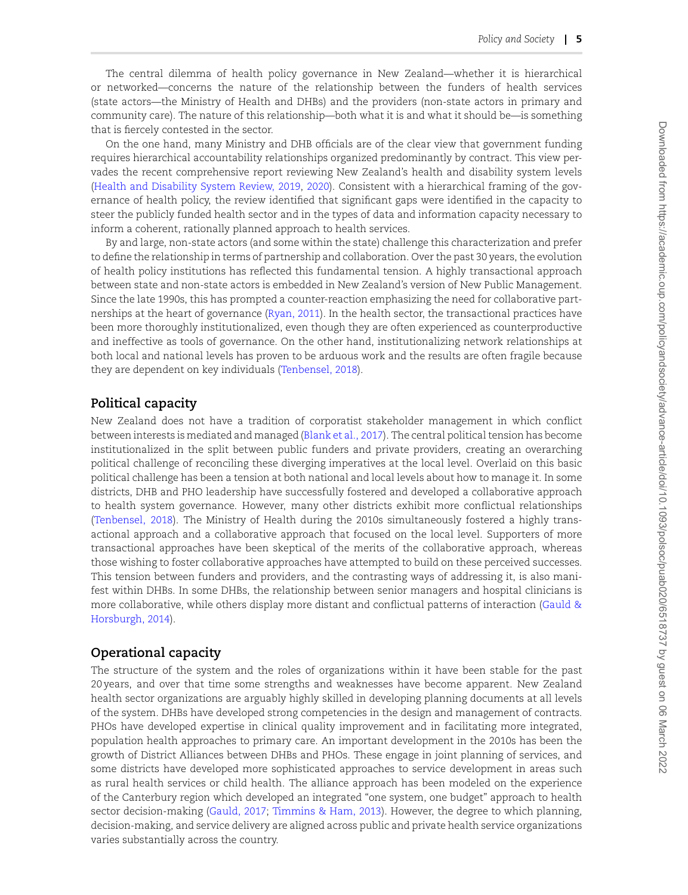The central dilemma of health policy governance in New Zealand—whether it is hierarchical or networked—concerns the nature of the relationship between the funders of health services (state actors—the Ministry of Health and DHBs) and the providers (non-state actors in primary and community care). The nature of this relationship—both what it is and what it should be—is something that is fiercely contested in the sector.

On the one hand, many Ministry and DHB officials are of the clear view that government funding requires hierarchical accountability relationships organized predominantly by contract. This view pervades the recent comprehensive report reviewing New Zealand's health and disability system levels (Health and Disability System Review, 2019, 2020). Consistent with a hierarchical framing of the governance of health policy, the review identified that significant gaps were identified in the capacity to steer the publicly funded health sector and in the types of data and information capacity necessary to inform a coherent, rationally planned approach to health services.

By and large, non-state actors (and some within the state) challenge this characterization and prefer to define the relationship in terms of partnership and collaboration. Over the past 30 years, the evolution of health policy institutions has reflected this fundamental tension. A highly transactional approach between state and non-state actors is embedded in New Zealand's version of New Public Management. Since the late 1990s, this has prompted a counter-reaction emphasizing the need for collaborative partnerships at the heart of governance (Ryan, 2011). In the health sector, the transactional practices have been more thoroughly institutionalized, even though they are often experienced as counterproductive and ineffective as tools of governance. On the other hand, institutionalizing network relationships at both local and national levels has proven to be arduous work and the results are often fragile because they are dependent on key individuals (Tenbensel, 2018).

## Political capacity

New Zealand does not have a tradition of corporatist stakeholder management in which conflict between interests is mediated and managed (Blank et al., 2017). The central political tension has become institutionalized in the split between public funders and private providers, creating an overarching political challenge of reconciling these diverging imperatives at the local level. Overlaid on this basic political challenge has been a tension at both national and local levels about how to manage it. In some districts, DHB and PHO leadership have successfully fostered and developed a collaborative approach to health system governance. However, many other districts exhibit more conflictual relationships (Tenbensel, 2018). The Ministry of Health during the 2010s simultaneously fostered a highly transactional approach and a collaborative approach that focused on the local level. Supporters of more transactional approaches have been skeptical of the merits of the collaborative approach, whereas those wishing to foster collaborative approaches have attempted to build on these perceived successes. This tension between funders and providers, and the contrasting ways of addressing it, is also manifest within DHBs. In some DHBs, the relationship between senior managers and hospital clinicians is more collaborative, while others display more distant and conflictual patterns of interaction (Gauld & Horsburgh, 2014).

## Operational capacity

The structure of the system and the roles of organizations within it have been stable for the past 20 years, and over that time some strengths and weaknesses have become apparent. New Zealand health sector organizations are arguably highly skilled in developing planning documents at all levels of the system. DHBs have developed strong competencies in the design and management of contracts. PHOs have developed expertise in clinical quality improvement and in facilitating more integrated, population health approaches to primary care. An important development in the 2010s has been the growth of District Alliances between DHBs and PHOs. These engage in joint planning of services, and some districts have developed more sophisticated approaches to service development in areas such as rural health services or child health. The alliance approach has been modeled on the experience of the Canterbury region which developed an integrated "one system, one budget" approach to health sector decision-making (Gauld, 2017; Timmins & Ham, 2013). However, the degree to which planning, decision-making, and service delivery are aligned across public and private health service organizations varies substantially across the country.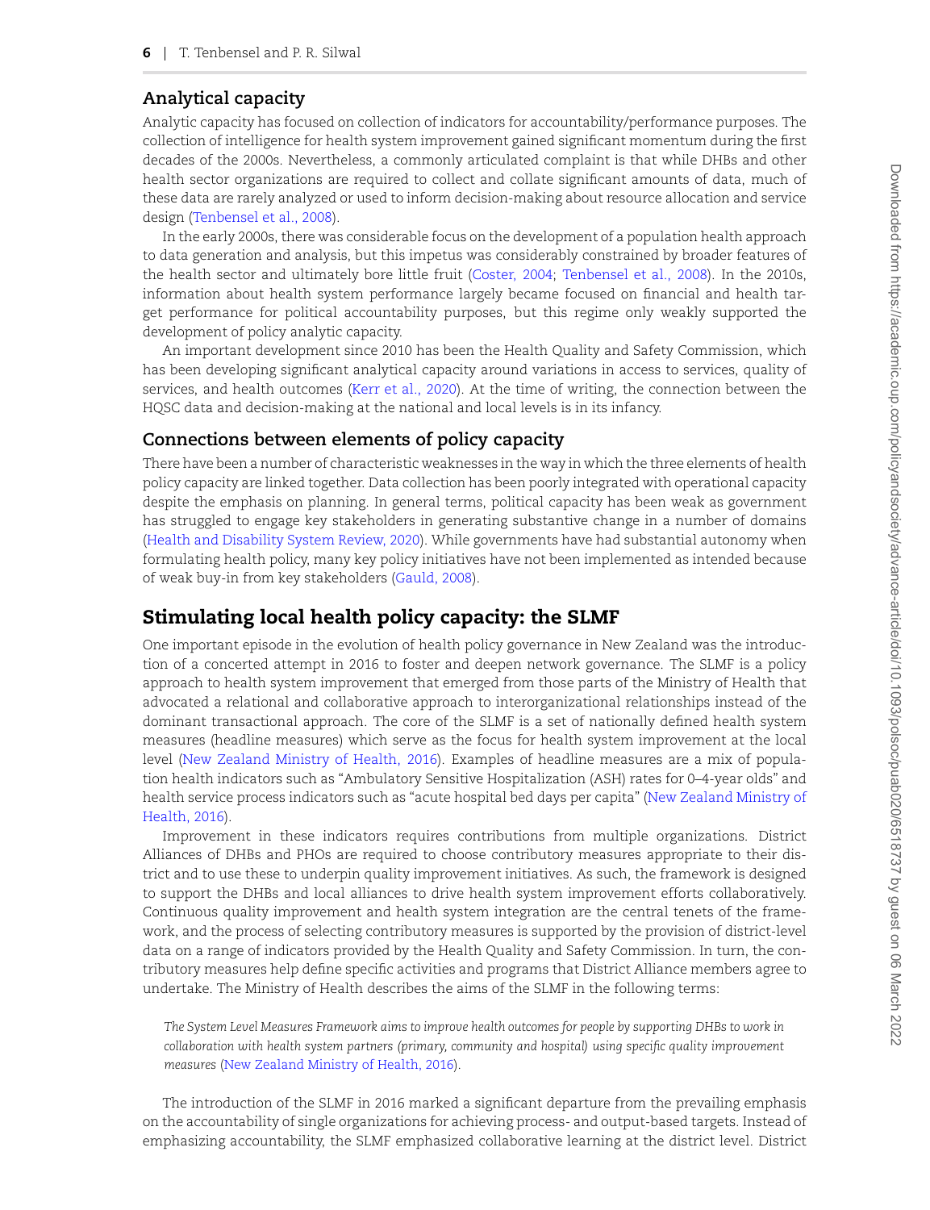## Analytical capacity

Analytic capacity has focused on collection of indicators for accountability/performance purposes. The collection of intelligence for health system improvement gained significant momentum during the first decades of the 2000s. Nevertheless, a commonly articulated complaint is that while DHBs and other health sector organizations are required to collect and collate significant amounts of data, much of these data are rarely analyzed or used to inform decision-making about resource allocation and service design (Tenbensel et al., 2008).

In the early 2000s, there was considerable focus on the development of a population health approach to data generation and analysis, but this impetus was considerably constrained by broader features of the health sector and ultimately bore little fruit (Coster, 2004; Tenbensel et al., 2008). In the 2010s, information about health system performance largely became focused on financial and health target performance for political accountability purposes, but this regime only weakly supported the development of policy analytic capacity.

An important development since 2010 has been the Health Quality and Safety Commission, which has been developing significant analytical capacity around variations in access to services, quality of services, and health outcomes (Kerr et al., 2020). At the time of writing, the connection between the HQSC data and decision-making at the national and local levels is in its infancy.

## Connections between elements of policy capacity

There have been a number of characteristic weaknesses in the way in which the three elements of health policy capacity are linked together. Data collection has been poorly integrated with operational capacity despite the emphasis on planning. In general terms, political capacity has been weak as government has struggled to engage key stakeholders in generating substantive change in a number of domains (Health and Disability System Review, 2020). While governments have had substantial autonomy when formulating health policy, many key policy initiatives have not been implemented as intended because of weak buy-in from key stakeholders (Gauld, 2008).

# Stimulating local health policy capacity: the SLMF

One important episode in the evolution of health policy governance in New Zealand was the introduction of a concerted attempt in 2016 to foster and deepen network governance. The SLMF is a policy approach to health system improvement that emerged from those parts of the Ministry of Health that advocated a relational and collaborative approach to interorganizational relationships instead of the dominant transactional approach. The core of the SLMF is a set of nationally defined health system measures (headline measures) which serve as the focus for health system improvement at the local level (New Zealand Ministry of Health, 2016). Examples of headline measures are a mix of population health indicators such as "Ambulatory Sensitive Hospitalization (ASH) rates for 0–4-year olds" and health service process indicators such as "acute hospital bed days per capita" (New Zealand Ministry of Health, 2016).

Improvement in these indicators requires contributions from multiple organizations. District Alliances of DHBs and PHOs are required to choose contributory measures appropriate to their district and to use these to underpin quality improvement initiatives. As such, the framework is designed to support the DHBs and local alliances to drive health system improvement efforts collaboratively. Continuous quality improvement and health system integration are the central tenets of the framework, and the process of selecting contributory measures is supported by the provision of district-level data on a range of indicators provided by the Health Quality and Safety Commission. In turn, the contributory measures help define specific activities and programs that District Alliance members agree to undertake. The Ministry of Health describes the aims of the SLMF in the following terms:

> *The System Level Measures Framework aims to improve health outcomes for people by supporting DHBs to work in collaboration with health system partners (primary, community and hospital) using specific quality improvement measures* (New Zealand Ministry of Health, 2016).

The introduction of the SLMF in 2016 marked a significant departure from the prevailing emphasis on the accountability of single organizations for achieving process- and output-based targets. Instead of emphasizing accountability, the SLMF emphasized collaborative learning at the district level. District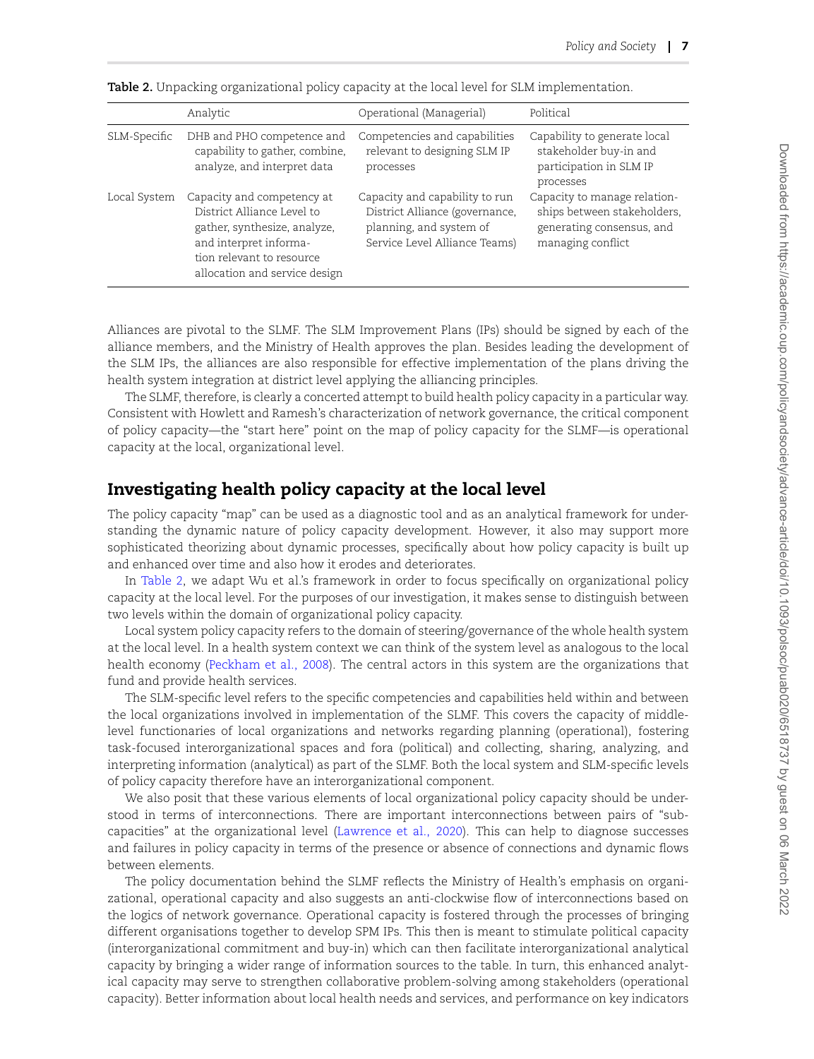**Table 2.** Unpacking organizational policy capacity at the local level for SLM implementation.

| | Analytic | Operational (Managerial) | Political |
|---|---|---|---|
| SLM-Specific | DHB and PHO competence and capability to gather, combine, analyze, and interpret data | Competencies and capabilities relevant to designing SLM IP processes | Capability to generate local stakeholder buy-in and participation in SLM IP processes |
| Local System | Capacity and competency at District Alliance Level to gather, synthesize, analyze, and interpret information relevant to resource allocation and service design | Capacity and capability to run District Alliance (governance, planning, and system of Service Level Alliance Teams) | Capacity to manage relationships between stakeholders, generating consensus, and managing conflict |

Alliances are pivotal to the SLMF. The SLM Improvement Plans (IPs) should be signed by each of the alliance members, and the Ministry of Health approves the plan. Besides leading the development of the SLM IPs, the alliances are also responsible for effective implementation of the plans driving the health system integration at district level applying the alliancing principles.

The SLMF, therefore, is clearly a concerted attempt to build health policy capacity in a particular way. Consistent with Howlett and Ramesh's characterization of network governance, the critical component of policy capacity—the "start here" point on the map of policy capacity for the SLMF—is operational capacity at the local, organizational level.

## Investigating health policy capacity at the local level

The policy capacity "map" can be used as a diagnostic tool and as an analytical framework for understanding the dynamic nature of policy capacity development. However, it also may support more sophisticated theorizing about dynamic processes, specifically about how policy capacity is built up and enhanced over time and also how it erodes and deteriorates.

In Table 2, we adapt Wu et al.'s framework in order to focus specifically on organizational policy capacity at the local level. For the purposes of our investigation, it makes sense to distinguish between two levels within the domain of organizational policy capacity.

Local system policy capacity refers to the domain of steering/governance of the whole health system at the local level. In a health system context we can think of the system level as analogous to the local health economy (Peckham et al., 2008). The central actors in this system are the organizations that fund and provide health services.

The SLM-specific level refers to the specific competencies and capabilities held within and between the local organizations involved in implementation of the SLMF. This covers the capacity of middle-level functionaries of local organizations and networks regarding planning (operational), fostering task-focused interorganizational spaces and fora (political) and collecting, sharing, analyzing, and interpreting information (analytical) as part of the SLMF. Both the local system and SLM-specific levels of policy capacity therefore have an interorganizational component.

We also posit that these various elements of local organizational policy capacity should be understood in terms of interconnections. There are important interconnections between pairs of "sub-capacities" at the organizational level (Lawrence et al., 2020). This can help to diagnose successes and failures in policy capacity in terms of the presence or absence of connections and dynamic flows between elements.

The policy documentation behind the SLMF reflects the Ministry of Health's emphasis on organizational, operational capacity and also suggests an anti-clockwise flow of interconnections based on the logics of network governance. Operational capacity is fostered through the processes of bringing different organisations together to develop SPM IPs. This then is meant to stimulate political capacity (interorganizational commitment and buy-in) which can then facilitate interorganizational analytical capacity by bringing a wider range of information sources to the table. In turn, this enhanced analytical capacity may serve to strengthen collaborative problem-solving among stakeholders (operational capacity). Better information about local health needs and services, and performance on key indicators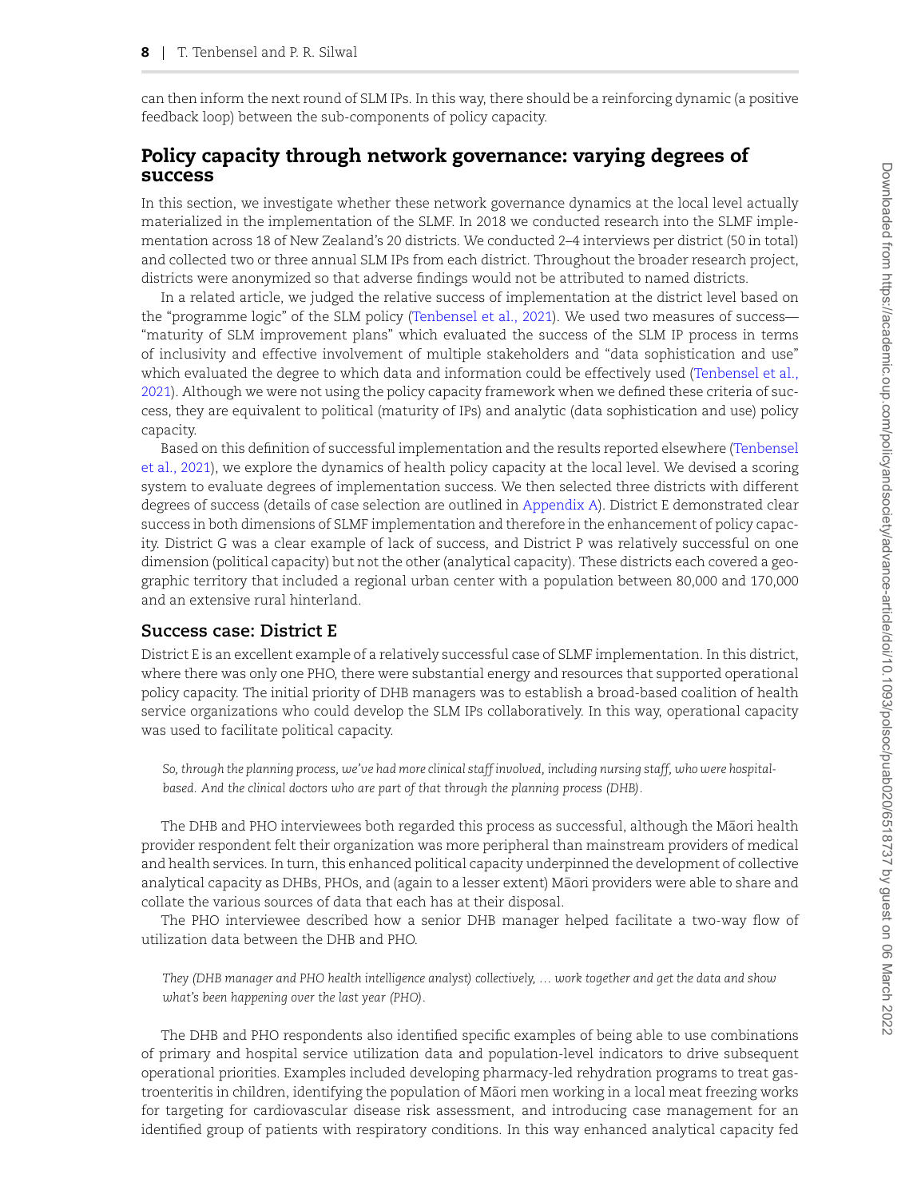can then inform the next round of SLM IPs. In this way, there should be a reinforcing dynamic (a positive feedback loop) between the sub-components of policy capacity.

## Policy capacity through network governance: varying degrees of success

In this section, we investigate whether these network governance dynamics at the local level actually materialized in the implementation of the SLMF. In 2018 we conducted research into the SLMF implementation across 18 of New Zealand's 20 districts. We conducted 2–4 interviews per district (50 in total) and collected two or three annual SLM IPs from each district. Throughout the broader research project, districts were anonymized so that adverse findings would not be attributed to named districts.

In a related article, we judged the relative success of implementation at the district level based on the "programme logic" of the SLM policy (Tenbensel et al., 2021). We used two measures of success—"maturity of SLM improvement plans" which evaluated the success of the SLM IP process in terms of inclusivity and effective involvement of multiple stakeholders and "data sophistication and use" which evaluated the degree to which data and information could be effectively used (Tenbensel et al., 2021). Although we were not using the policy capacity framework when we defined these criteria of success, they are equivalent to political (maturity of IPs) and analytic (data sophistication and use) policy capacity.

Based on this definition of successful implementation and the results reported elsewhere (Tenbensel et al., 2021), we explore the dynamics of health policy capacity at the local level. We devised a scoring system to evaluate degrees of implementation success. We then selected three districts with different degrees of success (details of case selection are outlined in Appendix A). District E demonstrated clear success in both dimensions of SLMF implementation and therefore in the enhancement of policy capacity. District G was a clear example of lack of success, and District P was relatively successful on one dimension (political capacity) but not the other (analytical capacity). These districts each covered a geographic territory that included a regional urban center with a population between 80,000 and 170,000 and an extensive rural hinterland.

### Success case: District E

District E is an excellent example of a relatively successful case of SLMF implementation. In this district, where there was only one PHO, there were substantial energy and resources that supported operational policy capacity. The initial priority of DHB managers was to establish a broad-based coalition of health service organizations who could develop the SLM IPs collaboratively. In this way, operational capacity was used to facilitate political capacity.

> *So, through the planning process, we've had more clinical staff involved, including nursing staff, who were hospital-based. And the clinical doctors who are part of that through the planning process (DHB).*

The DHB and PHO interviewees both regarded this process as successful, although the Māori health provider respondent felt their organization was more peripheral than mainstream providers of medical and health services. In turn, this enhanced political capacity underpinned the development of collective analytical capacity as DHBs, PHOs, and (again to a lesser extent) Māori providers were able to share and collate the various sources of data that each has at their disposal.

The PHO interviewee described how a senior DHB manager helped facilitate a two-way flow of utilization data between the DHB and PHO.

> *They (DHB manager and PHO health intelligence analyst) collectively, ... work together and get the data and show what's been happening over the last year (PHO).*

The DHB and PHO respondents also identified specific examples of being able to use combinations of primary and hospital service utilization data and population-level indicators to drive subsequent operational priorities. Examples included developing pharmacy-led rehydration programs to treat gastroenteritis in children, identifying the population of Māori men working in a local meat freezing works for targeting for cardiovascular disease risk assessment, and introducing case management for an identified group of patients with respiratory conditions. In this way enhanced analytical capacity fed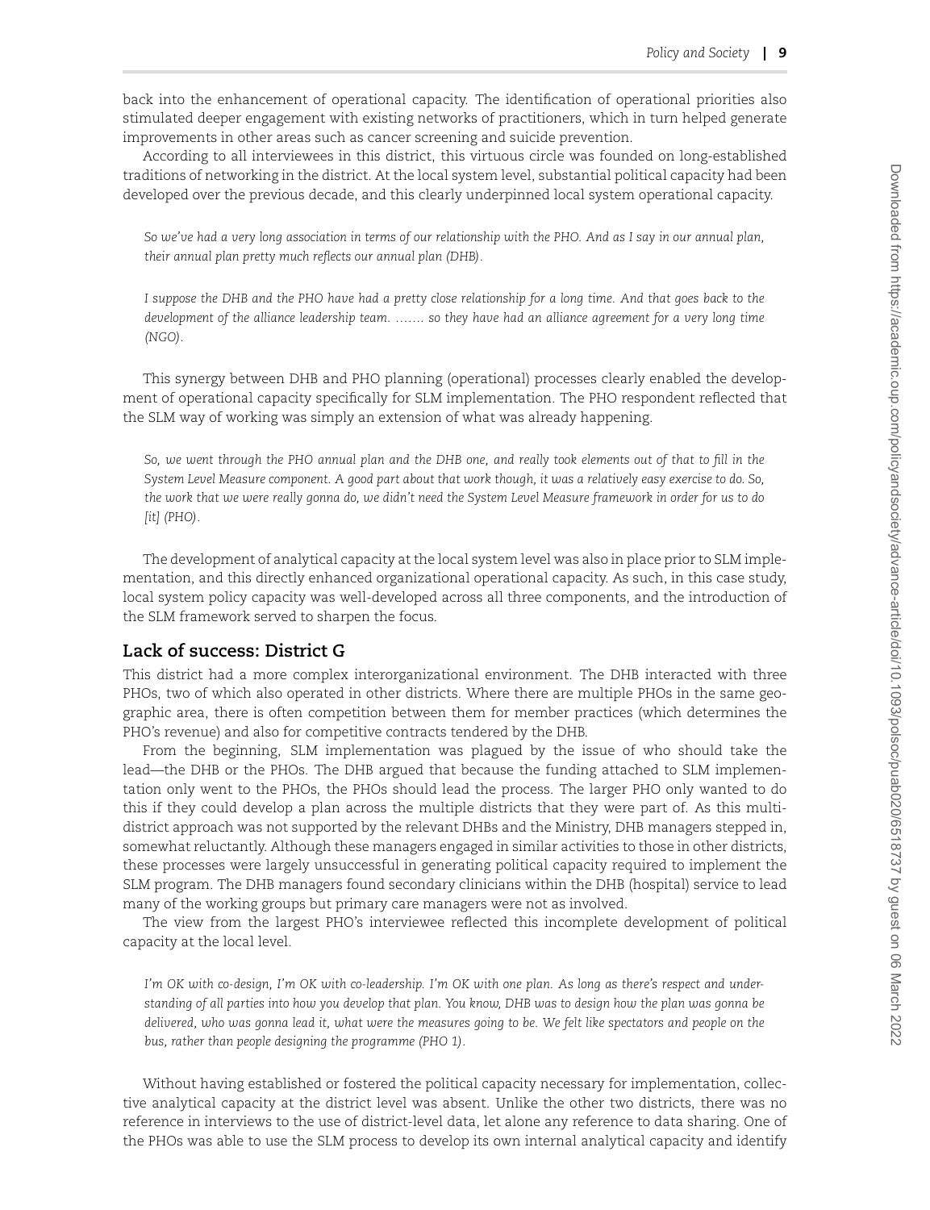back into the enhancement of operational capacity. The identification of operational priorities also stimulated deeper engagement with existing networks of practitioners, which in turn helped generate improvements in other areas such as cancer screening and suicide prevention.

According to all interviewees in this district, this virtuous circle was founded on long-established traditions of networking in the district. At the local system level, substantial political capacity had been developed over the previous decade, and this clearly underpinned local system operational capacity.

> *So we've had a very long association in terms of our relationship with the PHO. And as I say in our annual plan, their annual plan pretty much reflects our annual plan (DHB).*

> *I suppose the DHB and the PHO have had a pretty close relationship for a long time. And that goes back to the development of the alliance leadership team. ……. so they have had an alliance agreement for a very long time (NGO).*

This synergy between DHB and PHO planning (operational) processes clearly enabled the development of operational capacity specifically for SLM implementation. The PHO respondent reflected that the SLM way of working was simply an extension of what was already happening.

> *So, we went through the PHO annual plan and the DHB one, and really took elements out of that to fill in the System Level Measure component. A good part about that work though, it was a relatively easy exercise to do. So, the work that we were really gonna do, we didn't need the System Level Measure framework in order for us to do [it] (PHO).*

The development of analytical capacity at the local system level was also in place prior to SLM implementation, and this directly enhanced organizational operational capacity. As such, in this case study, local system policy capacity was well-developed across all three components, and the introduction of the SLM framework served to sharpen the focus.

## Lack of success: District G

This district had a more complex interorganizational environment. The DHB interacted with three PHOs, two of which also operated in other districts. Where there are multiple PHOs in the same geographic area, there is often competition between them for member practices (which determines the PHO's revenue) and also for competitive contracts tendered by the DHB.

From the beginning, SLM implementation was plagued by the issue of who should take the lead—the DHB or the PHOs. The DHB argued that because the funding attached to SLM implementation only went to the PHOs, the PHOs should lead the process. The larger PHO only wanted to do this if they could develop a plan across the multiple districts that they were part of. As this multi-district approach was not supported by the relevant DHBs and the Ministry, DHB managers stepped in, somewhat reluctantly. Although these managers engaged in similar activities to those in other districts, these processes were largely unsuccessful in generating political capacity required to implement the SLM program. The DHB managers found secondary clinicians within the DHB (hospital) service to lead many of the working groups but primary care managers were not as involved.

The view from the largest PHO's interviewee reflected this incomplete development of political capacity at the local level.

> *I'm OK with co-design, I'm OK with co-leadership. I'm OK with one plan. As long as there's respect and understanding of all parties into how you develop that plan. You know, DHB was to design how the plan was gonna be delivered, who was gonna lead it, what were the measures going to be. We felt like spectators and people on the bus, rather than people designing the programme (PHO 1).*

Without having established or fostered the political capacity necessary for implementation, collective analytical capacity at the district level was absent. Unlike the other two districts, there was no reference in interviews to the use of district-level data, let alone any reference to data sharing. One of the PHOs was able to use the SLM process to develop its own internal analytical capacity and identify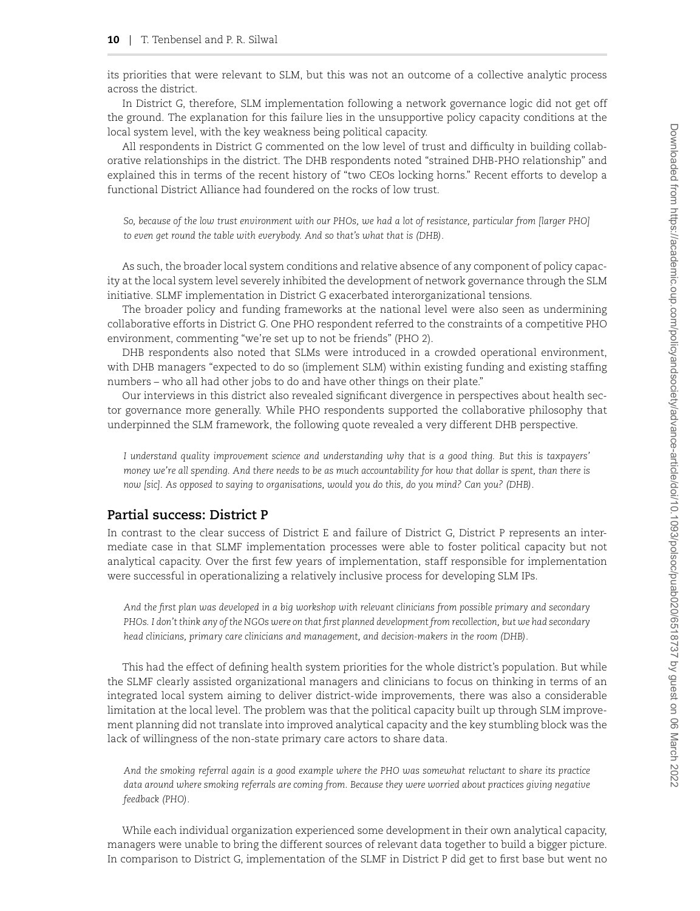its priorities that were relevant to SLM, but this was not an outcome of a collective analytic process across the district.

In District G, therefore, SLM implementation following a network governance logic did not get off the ground. The explanation for this failure lies in the unsupportive policy capacity conditions at the local system level, with the key weakness being political capacity.

All respondents in District G commented on the low level of trust and difficulty in building collaborative relationships in the district. The DHB respondents noted "strained DHB-PHO relationship" and explained this in terms of the recent history of "two CEOs locking horns." Recent efforts to develop a functional District Alliance had foundered on the rocks of low trust.

> *So, because of the low trust environment with our PHOs, we had a lot of resistance, particular from [larger PHO] to even get round the table with everybody. And so that's what that is (DHB).*

As such, the broader local system conditions and relative absence of any component of policy capacity at the local system level severely inhibited the development of network governance through the SLM initiative. SLMF implementation in District G exacerbated interorganizational tensions.

The broader policy and funding frameworks at the national level were also seen as undermining collaborative efforts in District G. One PHO respondent referred to the constraints of a competitive PHO environment, commenting "we're set up to not be friends" (PHO 2).

DHB respondents also noted that SLMs were introduced in a crowded operational environment, with DHB managers "expected to do so (implement SLM) within existing funding and existing staffing numbers – who all had other jobs to do and have other things on their plate."

Our interviews in this district also revealed significant divergence in perspectives about health sector governance more generally. While PHO respondents supported the collaborative philosophy that underpinned the SLM framework, the following quote revealed a very different DHB perspective.

> *I understand quality improvement science and understanding why that is a good thing. But this is taxpayers' money we're all spending. And there needs to be as much accountability for how that dollar is spent, than there is now [sic]. As opposed to saying to organisations, would you do this, do you mind? Can you? (DHB).*

## Partial success: District P

In contrast to the clear success of District E and failure of District G, District P represents an intermediate case in that SLMF implementation processes were able to foster political capacity but not analytical capacity. Over the first few years of implementation, staff responsible for implementation were successful in operationalizing a relatively inclusive process for developing SLM IPs.

> *And the first plan was developed in a big workshop with relevant clinicians from possible primary and secondary PHOs. I don't think any of the NGOs were on that first planned development from recollection, but we had secondary head clinicians, primary care clinicians and management, and decision-makers in the room (DHB).*

This had the effect of defining health system priorities for the whole district's population. But while the SLMF clearly assisted organizational managers and clinicians to focus on thinking in terms of an integrated local system aiming to deliver district-wide improvements, there was also a considerable limitation at the local level. The problem was that the political capacity built up through SLM improvement planning did not translate into improved analytical capacity and the key stumbling block was the lack of willingness of the non-state primary care actors to share data.

> *And the smoking referral again is a good example where the PHO was somewhat reluctant to share its practice data around where smoking referrals are coming from. Because they were worried about practices giving negative feedback (PHO).*

While each individual organization experienced some development in their own analytical capacity, managers were unable to bring the different sources of relevant data together to build a bigger picture. In comparison to District G, implementation of the SLMF in District P did get to first base but went no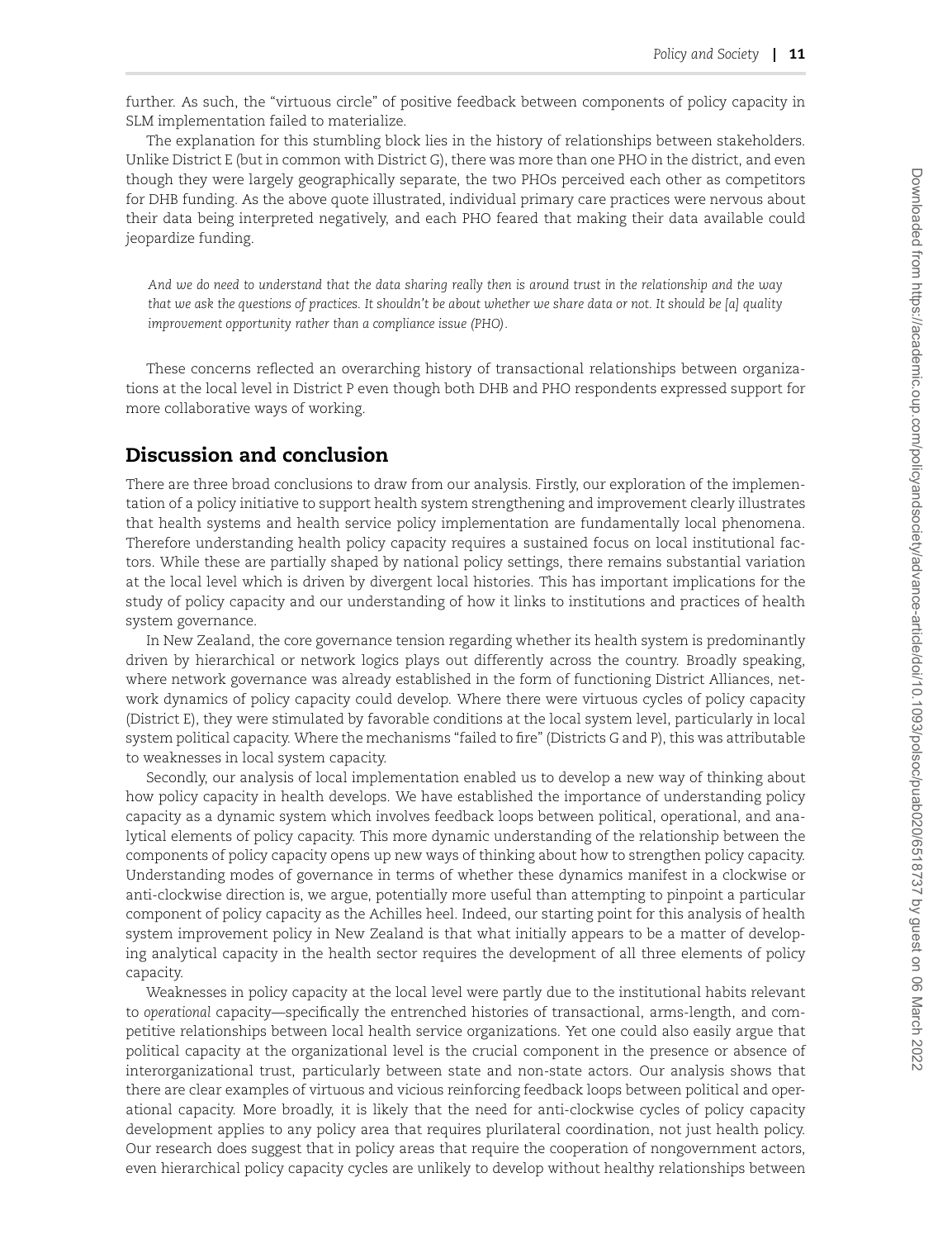further. As such, the "virtuous circle" of positive feedback between components of policy capacity in SLM implementation failed to materialize.

The explanation for this stumbling block lies in the history of relationships between stakeholders. Unlike District E (but in common with District G), there was more than one PHO in the district, and even though they were largely geographically separate, the two PHOs perceived each other as competitors for DHB funding. As the above quote illustrated, individual primary care practices were nervous about their data being interpreted negatively, and each PHO feared that making their data available could jeopardize funding.

> *And we do need to understand that the data sharing really then is around trust in the relationship and the way that we ask the questions of practices. It shouldn't be about whether we share data or not. It should be [a] quality improvement opportunity rather than a compliance issue (PHO).*

These concerns reflected an overarching history of transactional relationships between organizations at the local level in District P even though both DHB and PHO respondents expressed support for more collaborative ways of working.

## Discussion and conclusion

There are three broad conclusions to draw from our analysis. Firstly, our exploration of the implementation of a policy initiative to support health system strengthening and improvement clearly illustrates that health systems and health service policy implementation are fundamentally local phenomena. Therefore understanding health policy capacity requires a sustained focus on local institutional factors. While these are partially shaped by national policy settings, there remains substantial variation at the local level which is driven by divergent local histories. This has important implications for the study of policy capacity and our understanding of how it links to institutions and practices of health system governance.

In New Zealand, the core governance tension regarding whether its health system is predominantly driven by hierarchical or network logics plays out differently across the country. Broadly speaking, where network governance was already established in the form of functioning District Alliances, network dynamics of policy capacity could develop. Where there were virtuous cycles of policy capacity (District E), they were stimulated by favorable conditions at the local system level, particularly in local system political capacity. Where the mechanisms "failed to fire" (Districts G and P), this was attributable to weaknesses in local system capacity.

Secondly, our analysis of local implementation enabled us to develop a new way of thinking about how policy capacity in health develops. We have established the importance of understanding policy capacity as a dynamic system which involves feedback loops between political, operational, and analytical elements of policy capacity. This more dynamic understanding of the relationship between the components of policy capacity opens up new ways of thinking about how to strengthen policy capacity. Understanding modes of governance in terms of whether these dynamics manifest in a clockwise or anti-clockwise direction is, we argue, potentially more useful than attempting to pinpoint a particular component of policy capacity as the Achilles heel. Indeed, our starting point for this analysis of health system improvement policy in New Zealand is that what initially appears to be a matter of developing analytical capacity in the health sector requires the development of all three elements of policy capacity.

Weaknesses in policy capacity at the local level were partly due to the institutional habits relevant to *operational* capacity—specifically the entrenched histories of transactional, arms-length, and competitive relationships between local health service organizations. Yet one could also easily argue that political capacity at the organizational level is the crucial component in the presence or absence of interorganizational trust, particularly between state and non-state actors. Our analysis shows that there are clear examples of virtuous and vicious reinforcing feedback loops between political and operational capacity. More broadly, it is likely that the need for anti-clockwise cycles of policy capacity development applies to any policy area that requires plurilateral coordination, not just health policy. Our research does suggest that in policy areas that require the cooperation of nongovernment actors, even hierarchical policy capacity cycles are unlikely to develop without healthy relationships between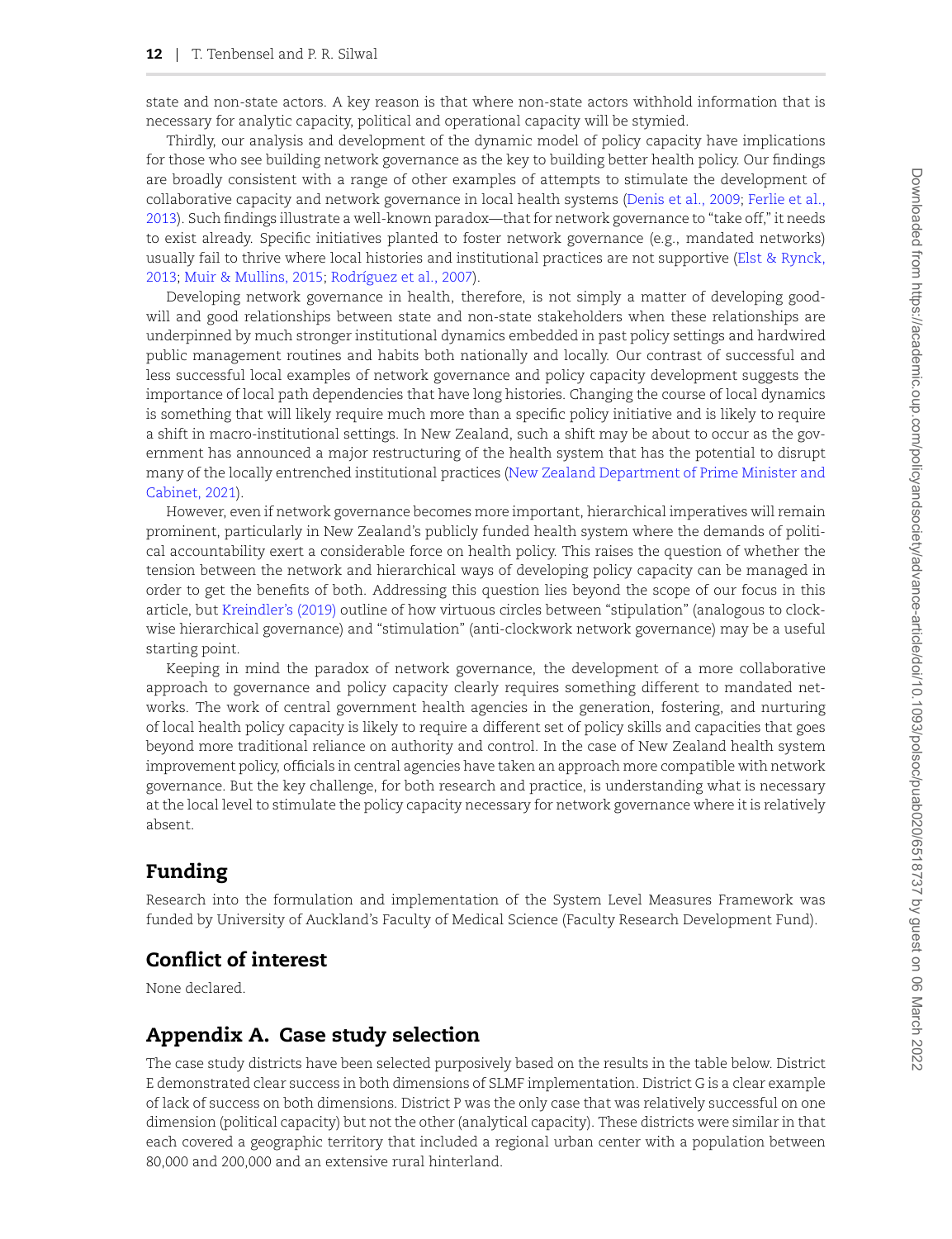state and non-state actors. A key reason is that where non-state actors withhold information that is necessary for analytic capacity, political and operational capacity will be stymied.

Thirdly, our analysis and development of the dynamic model of policy capacity have implications for those who see building network governance as the key to building better health policy. Our findings are broadly consistent with a range of other examples of attempts to stimulate the development of collaborative capacity and network governance in local health systems (Denis et al., 2009; Ferlie et al., 2013). Such findings illustrate a well-known paradox—that for network governance to "take off," it needs to exist already. Specific initiatives planted to foster network governance (e.g., mandated networks) usually fail to thrive where local histories and institutional practices are not supportive (Elst & Rynck, 2013; Muir & Mullins, 2015; Rodríguez et al., 2007).

Developing network governance in health, therefore, is not simply a matter of developing goodwill and good relationships between state and non-state stakeholders when these relationships are underpinned by much stronger institutional dynamics embedded in past policy settings and hardwired public management routines and habits both nationally and locally. Our contrast of successful and less successful local examples of network governance and policy capacity development suggests the importance of local path dependencies that have long histories. Changing the course of local dynamics is something that will likely require much more than a specific policy initiative and is likely to require a shift in macro-institutional settings. In New Zealand, such a shift may be about to occur as the government has announced a major restructuring of the health system that has the potential to disrupt many of the locally entrenched institutional practices (New Zealand Department of Prime Minister and Cabinet, 2021).

However, even if network governance becomes more important, hierarchical imperatives will remain prominent, particularly in New Zealand's publicly funded health system where the demands of political accountability exert a considerable force on health policy. This raises the question of whether the tension between the network and hierarchical ways of developing policy capacity can be managed in order to get the benefits of both. Addressing this question lies beyond the scope of our focus in this article, but Kreindler's (2019) outline of how virtuous circles between "stipulation" (analogous to clockwise hierarchical governance) and "stimulation" (anti-clockwork network governance) may be a useful starting point.

Keeping in mind the paradox of network governance, the development of a more collaborative approach to governance and policy capacity clearly requires something different to mandated networks. The work of central government health agencies in the generation, fostering, and nurturing of local health policy capacity is likely to require a different set of policy skills and capacities that goes beyond more traditional reliance on authority and control. In the case of New Zealand health system improvement policy, officials in central agencies have taken an approach more compatible with network governance. But the key challenge, for both research and practice, is understanding what is necessary at the local level to stimulate the policy capacity necessary for network governance where it is relatively absent.

## Funding

Research into the formulation and implementation of the System Level Measures Framework was funded by University of Auckland's Faculty of Medical Science (Faculty Research Development Fund).

## Conflict of interest

None declared.

## Appendix A. Case study selection

The case study districts have been selected purposively based on the results in the table below. District E demonstrated clear success in both dimensions of SLMF implementation. District G is a clear example of lack of success on both dimensions. District P was the only case that was relatively successful on one dimension (political capacity) but not the other (analytical capacity). These districts were similar in that each covered a geographic territory that included a regional urban center with a population between 80,000 and 200,000 and an extensive rural hinterland.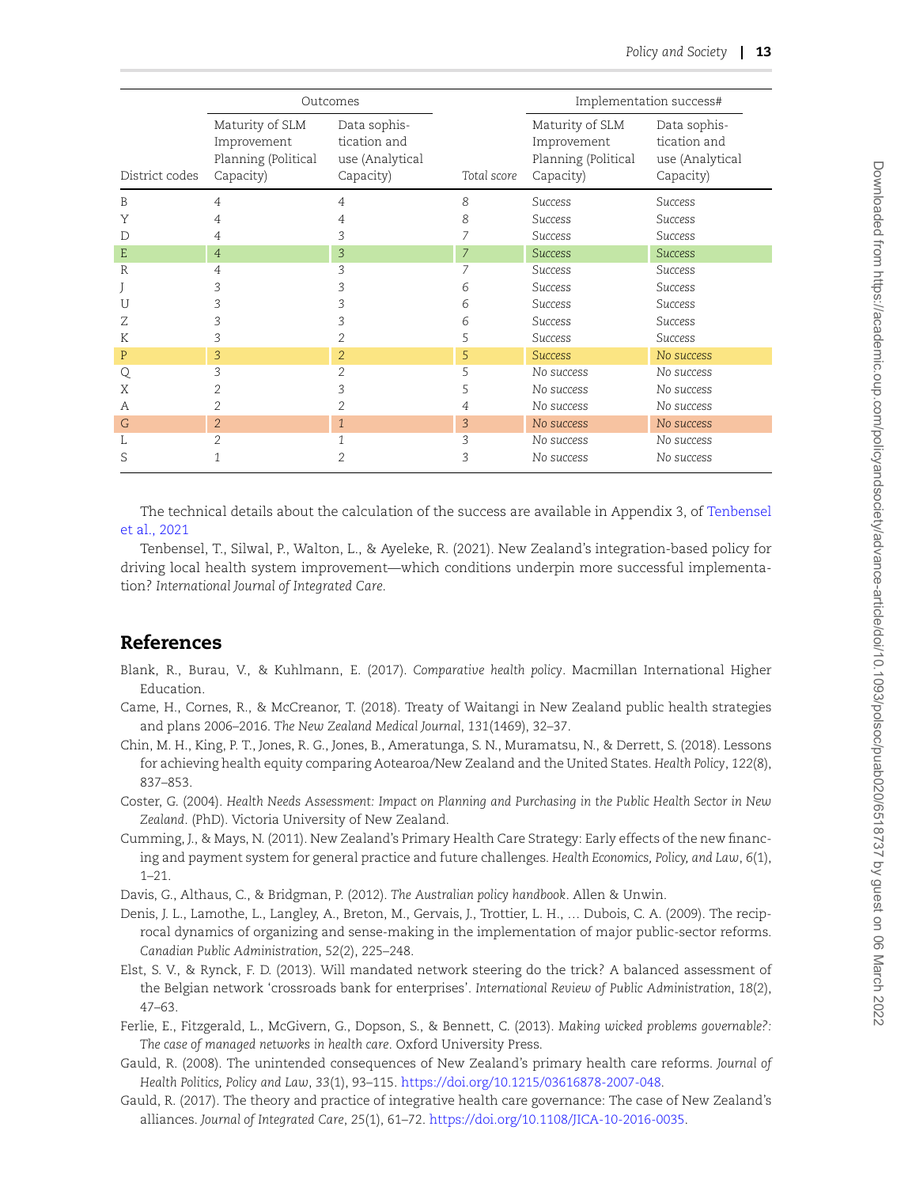| District codes | Outcomes | | Total score | Implementation success# | |
|---|---|---|---|---|---|
| | Maturity of SLM Improvement Planning (Political Capacity) | Data sophistication and use (Analytical Capacity) | | Maturity of SLM Improvement Planning (Political Capacity) | Data sophistication and use (Analytical Capacity) |
| B | 4 | 4 | 8 | *Success* | *Success* |
| Y | 4 | 4 | 8 | *Success* | *Success* |
| D | 4 | 3 | 7 | *Success* | *Success* |
| E | 4 | 3 | 7 | *Success* | *Success* |
| R | 4 | 3 | 7 | *Success* | *Success* |
| J | 3 | 3 | 6 | *Success* | *Success* |
| U | 3 | 3 | 6 | *Success* | *Success* |
| Z | 3 | 3 | 6 | *Success* | *Success* |
| K | 3 | 2 | 5 | *Success* | *Success* |
| P | 3 | 2 | 5 | *Success* | *No success* |
| Q | 3 | 2 | 5 | *No success* | *No success* |
| X | 2 | 3 | 5 | *No success* | *No success* |
| A | 2 | 2 | 4 | *No success* | *No success* |
| G | 2 | 1 | 3 | *No success* | *No success* |
| L | 2 | 1 | 3 | *No success* | *No success* |
| S | 1 | 2 | 3 | *No success* | *No success* |

The technical details about the calculation of the success are available in Appendix 3, of Tenbensel et al., 2021

Tenbensel, T., Silwal, P., Walton, L., & Ayeleke, R. (2021). New Zealand's integration-based policy for driving local health system improvement—which conditions underpin more successful implementation? *International Journal of Integrated Care*.

## References

Blank, R., Burau, V., & Kuhlmann, E. (2017). *Comparative health policy*. Macmillan International Higher Education.

Came, H., Cornes, R., & McCreanor, T. (2018). Treaty of Waitangi in New Zealand public health strategies and plans 2006–2016. *The New Zealand Medical Journal*, *131*(1469), 32–37.

Chin, M. H., King, P. T., Jones, R. G., Jones, B., Ameratunga, S. N., Muramatsu, N., & Derrett, S. (2018). Lessons for achieving health equity comparing Aotearoa/New Zealand and the United States. *Health Policy*, *122*(8), 837–853.

Coster, G. (2004). *Health Needs Assessment: Impact on Planning and Purchasing in the Public Health Sector in New Zealand*. (PhD). Victoria University of New Zealand.

Cumming, J., & Mays, N. (2011). New Zealand's Primary Health Care Strategy: Early effects of the new financing and payment system for general practice and future challenges. *Health Economics, Policy, and Law*, *6*(1), 1–21.

Davis, G., Althaus, C., & Bridgman, P. (2012). *The Australian policy handbook*. Allen & Unwin.

Denis, J. L., Lamothe, L., Langley, A., Breton, M., Gervais, J., Trottier, L. H., … Dubois, C. A. (2009). The reciprocal dynamics of organizing and sense-making in the implementation of major public-sector reforms. *Canadian Public Administration*, *52*(2), 225–248.

Elst, S. V., & Rynck, F. D. (2013). Will mandated network steering do the trick? A balanced assessment of the Belgian network 'crossroads bank for enterprises'. *International Review of Public Administration*, *18*(2), 47–63.

Ferlie, E., Fitzgerald, L., McGivern, G., Dopson, S., & Bennett, C. (2013). *Making wicked problems governable?: The case of managed networks in health care*. Oxford University Press.

Gauld, R. (2008). The unintended consequences of New Zealand's primary health care reforms. *Journal of Health Politics, Policy and Law*, *33*(1), 93–115. https://doi.org/10.1215/03616878-2007-048.

Gauld, R. (2017). The theory and practice of integrative health care governance: The case of New Zealand's alliances. *Journal of Integrated Care*, *25*(1), 61–72. https://doi.org/10.1108/JICA-10-2016-0035.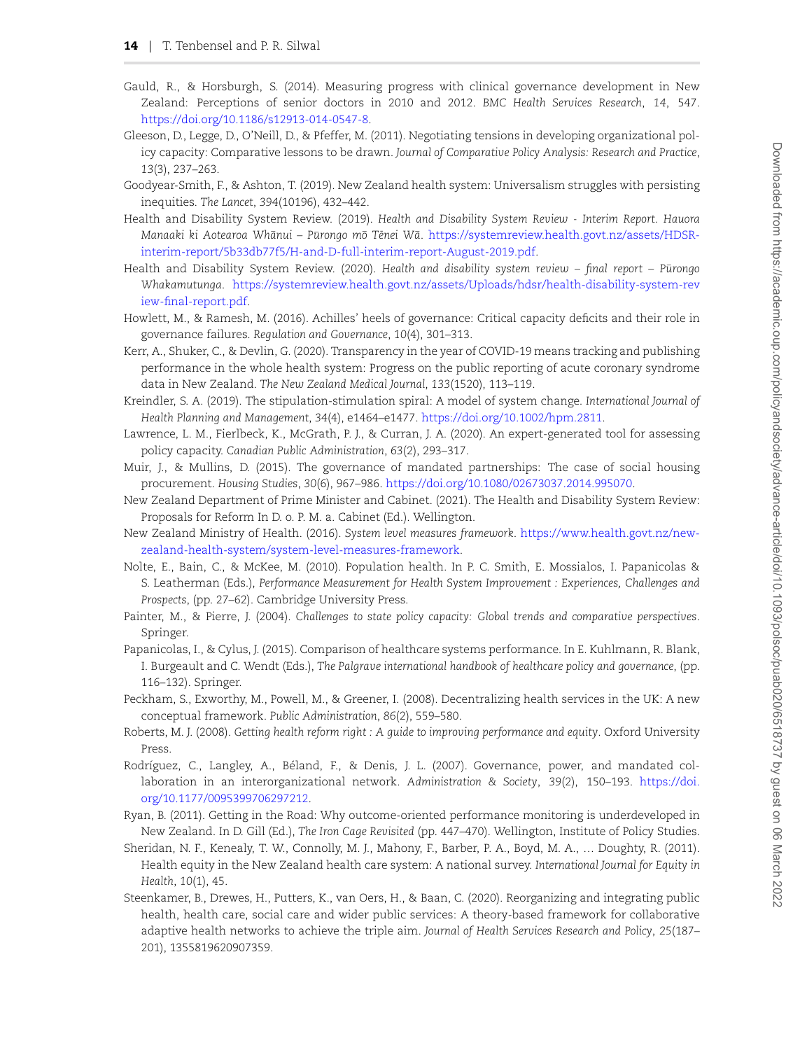Gauld, R., & Horsburgh, S. (2014). Measuring progress with clinical governance development in New Zealand: Perceptions of senior doctors in 2010 and 2012. *BMC Health Services Research*, *14*, 547. https://doi.org/10.1186/s12913-014-0547-8.

Gleeson, D., Legge, D., O'Neill, D., & Pfeffer, M. (2011). Negotiating tensions in developing organizational policy capacity: Comparative lessons to be drawn. *Journal of Comparative Policy Analysis: Research and Practice*, *13*(3), 237–263.

Goodyear-Smith, F., & Ashton, T. (2019). New Zealand health system: Universalism struggles with persisting inequities. *The Lancet*, *394*(10196), 432–442.

Health and Disability System Review. (2019). *Health and Disability System Review - Interim Report. Hauora Manaaki ki Aotearoa Whānui – Pūrongo mō Tēnei Wā*. https://systemreview.health.govt.nz/assets/HDSR-interim-report/5b33db77f5/H-and-D-full-interim-report-August-2019.pdf.

Health and Disability System Review. (2020). *Health and disability system review – final report – Pūrongo Whakamutunga*. https://systemreview.health.govt.nz/assets/Uploads/hdsr/health-disability-system-review-final-report.pdf.

Howlett, M., & Ramesh, M. (2016). Achilles' heels of governance: Critical capacity deficits and their role in governance failures. *Regulation and Governance*, *10*(4), 301–313.

Kerr, A., Shuker, C., & Devlin, G. (2020). Transparency in the year of COVID-19 means tracking and publishing performance in the whole health system: Progress on the public reporting of acute coronary syndrome data in New Zealand. *The New Zealand Medical Journal*, *133*(1520), 113–119.

Kreindler, S. A. (2019). The stipulation-stimulation spiral: A model of system change. *International Journal of Health Planning and Management*, *34*(4), e1464–e1477. https://doi.org/10.1002/hpm.2811.

Lawrence, L. M., Fierlbeck, K., McGrath, P. J., & Curran, J. A. (2020). An expert-generated tool for assessing policy capacity. *Canadian Public Administration*, *63*(2), 293–317.

Muir, J., & Mullins, D. (2015). The governance of mandated partnerships: The case of social housing procurement. *Housing Studies*, *30*(6), 967–986. https://doi.org/10.1080/02673037.2014.995070.

New Zealand Department of Prime Minister and Cabinet. (2021). The Health and Disability System Review: Proposals for Reform In D. o. P. M. a. Cabinet (Ed.). Wellington.

New Zealand Ministry of Health. (2016). *System level measures framework*. https://www.health.govt.nz/new-zealand-health-system/system-level-measures-framework.

Nolte, E., Bain, C., & McKee, M. (2010). Population health. In P. C. Smith, E. Mossialos, I. Papanicolas & S. Leatherman (Eds.), *Performance Measurement for Health System Improvement : Experiences, Challenges and Prospects*, (pp. 27–62). Cambridge University Press.

Painter, M., & Pierre, J. (2004). *Challenges to state policy capacity: Global trends and comparative perspectives*. Springer.

Papanicolas, I., & Cylus, J. (2015). Comparison of healthcare systems performance. In E. Kuhlmann, R. Blank, I. Burgeault and C. Wendt (Eds.), *The Palgrave international handbook of healthcare policy and governance*, (pp. 116–132). Springer.

Peckham, S., Exworthy, M., Powell, M., & Greener, I. (2008). Decentralizing health services in the UK: A new conceptual framework. *Public Administration*, *86*(2), 559–580.

Roberts, M. J. (2008). *Getting health reform right : A guide to improving performance and equity*. Oxford University Press.

Rodríguez, C., Langley, A., Béland, F., & Denis, J. L. (2007). Governance, power, and mandated collaboration in an interorganizational network. *Administration & Society*, *39*(2), 150–193. https://doi.org/10.1177/0095399706297212.

Ryan, B. (2011). Getting in the Road: Why outcome-oriented performance monitoring is underdeveloped in New Zealand. In D. Gill (Ed.), *The Iron Cage Revisited* (pp. 447–470). Wellington, Institute of Policy Studies.

Sheridan, N. F., Kenealy, T. W., Connolly, M. J., Mahony, F., Barber, P. A., Boyd, M. A., … Doughty, R. (2011). Health equity in the New Zealand health care system: A national survey. *International Journal for Equity in Health*, *10*(1), 45.

Steenkamer, B., Drewes, H., Putters, K., van Oers, H., & Baan, C. (2020). Reorganizing and integrating public health, health care, social care and wider public services: A theory-based framework for collaborative adaptive health networks to achieve the triple aim. *Journal of Health Services Research and Policy*, *25*(187–201), 1355819620907359.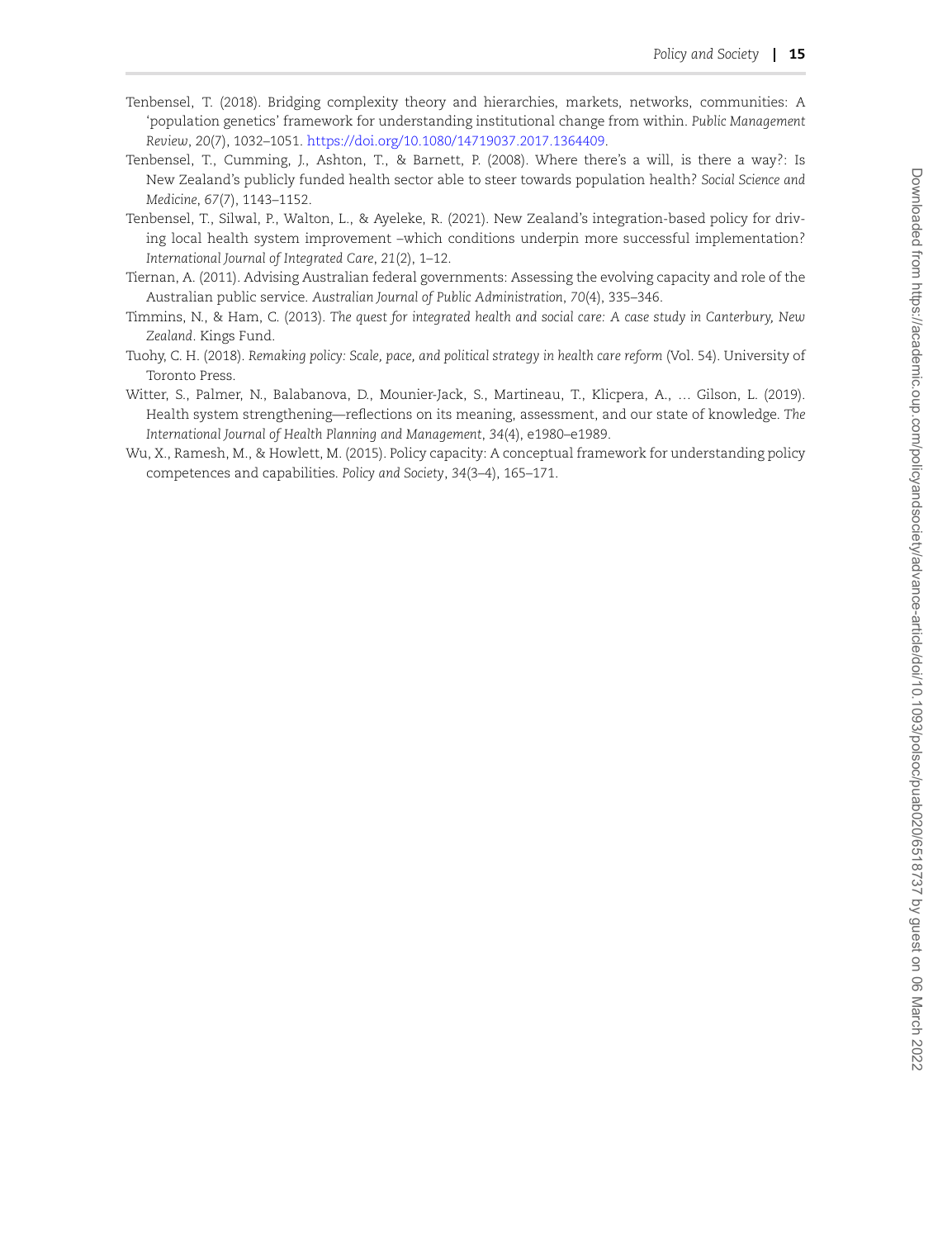Tenbensel, T. (2018). Bridging complexity theory and hierarchies, markets, networks, communities: A 'population genetics' framework for understanding institutional change from within. *Public Management Review*, *20*(7), 1032–1051. https://doi.org/10.1080/14719037.2017.1364409.

Tenbensel, T., Cumming, J., Ashton, T., & Barnett, P. (2008). Where there's a will, is there a way?: Is New Zealand's publicly funded health sector able to steer towards population health? *Social Science and Medicine*, *67*(7), 1143–1152.

Tenbensel, T., Silwal, P., Walton, L., & Ayeleke, R. (2021). New Zealand's integration-based policy for driving local health system improvement –which conditions underpin more successful implementation? *International Journal of Integrated Care*, *21*(2), 1–12.

Tiernan, A. (2011). Advising Australian federal governments: Assessing the evolving capacity and role of the Australian public service. *Australian Journal of Public Administration*, *70*(4), 335–346.

Timmins, N., & Ham, C. (2013). *The quest for integrated health and social care: A case study in Canterbury, New Zealand*. Kings Fund.

Tuohy, C. H. (2018). *Remaking policy: Scale, pace, and political strategy in health care reform* (Vol. 54). University of Toronto Press.

Witter, S., Palmer, N., Balabanova, D., Mounier-Jack, S., Martineau, T., Klicpera, A., … Gilson, L. (2019). Health system strengthening—reflections on its meaning, assessment, and our state of knowledge. *The International Journal of Health Planning and Management*, *34*(4), e1980–e1989.

Wu, X., Ramesh, M., & Howlett, M. (2015). Policy capacity: A conceptual framework for understanding policy competences and capabilities. *Policy and Society*, *34*(3–4), 165–171.